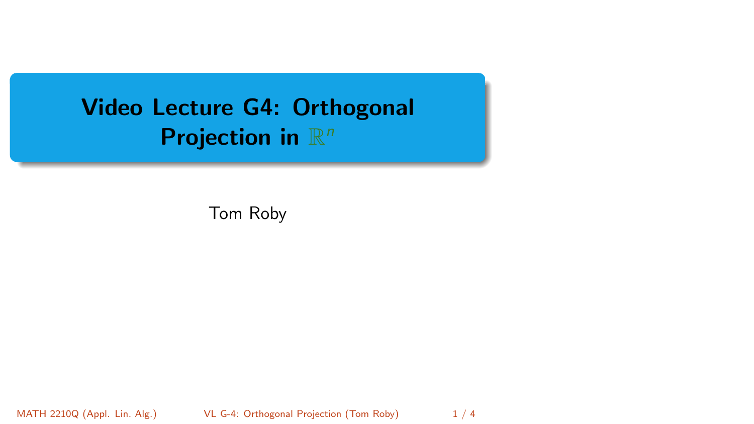# Video Lecture G4: Orthogonal Projection in $\mathbb{R}^n$

Tom Roby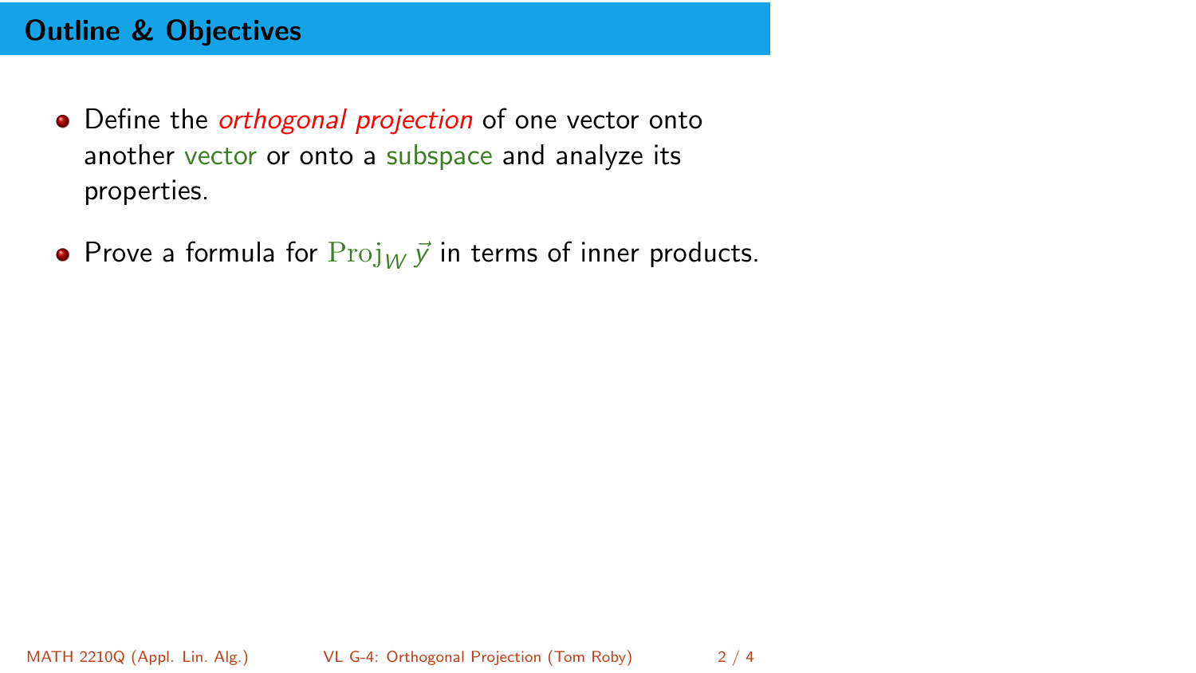## Outline & Objectives

- Define the *orthogonal projection* of one vector onto another vector or onto a subspace and analyze its properties.
- Prove a formula for $\mathrm{Proj}_W \vec{y}$ in terms of inner products.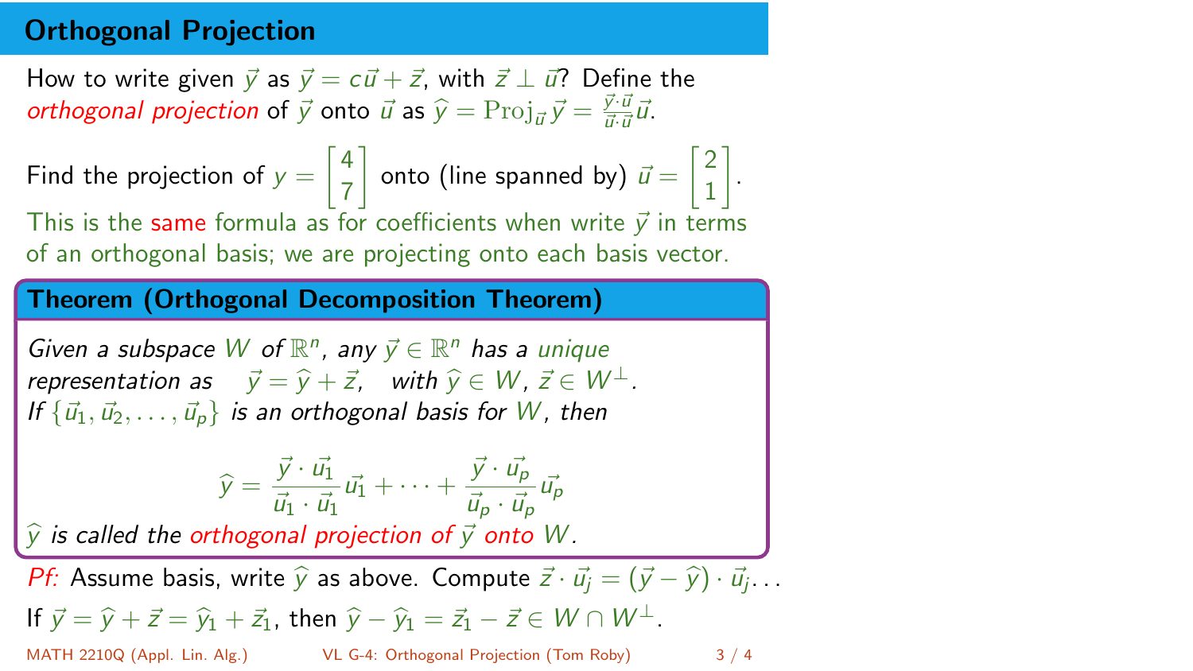## Orthogonal Projection

How to write given $\vec{y}$ as $\vec{y} = c\vec{u} + \vec{z}$, with $\vec{z} \perp \vec{u}$? Define the *orthogonal projection* of $\vec{y}$ onto $\vec{u}$ as $\widehat{y} = \mathrm{Proj}_{\vec{u}}\,\vec{y} = \frac{\vec{y}\cdot\vec{u}}{\vec{u}\cdot\vec{u}}\vec{u}$.

Find the projection of $y = \begin{bmatrix} 4 \\ 7 \end{bmatrix}$ onto (line spanned by) $\vec{u} = \begin{bmatrix} 2 \\ 1 \end{bmatrix}$.

This is the same formula as for coefficients when write $\vec{y}$ in terms of an orthogonal basis; we are projecting onto each basis vector.

**Theorem (Orthogonal Decomposition Theorem)**

*Given a subspace $W$ of $\mathbb{R}^n$, any $\vec{y} \in \mathbb{R}^n$ has a unique representation as $\quad \vec{y} = \widehat{y} + \vec{z}, \quad$ with $\widehat{y} \in W$, $\vec{z} \in W^{\perp}$.*
*If $\{\vec{u}_1, \vec{u}_2, \ldots, \vec{u}_p\}$ is an orthogonal basis for $W$, then*

$$\widehat{y} = \frac{\vec{y}\cdot\vec{u}_1}{\vec{u}_1\cdot\vec{u}_1}\vec{u}_1 + \cdots + \frac{\vec{y}\cdot\vec{u}_p}{\vec{u}_p\cdot\vec{u}_p}\vec{u}_p$$

*$\widehat{y}$ is called the orthogonal projection of $\vec{y}$ onto $W$.*

*Pf:* Assume basis, write $\widehat{y}$ as above. Compute $\vec{z}\cdot\vec{u}_j = (\vec{y} - \widehat{y})\cdot\vec{u}_j \ldots$

If $\vec{y} = \widehat{y} + \vec{z} = \widehat{y}_1 + \vec{z}_1$, then $\widehat{y} - \widehat{y}_1 = \vec{z}_1 - \vec{z} \in W \cap W^{\perp}$.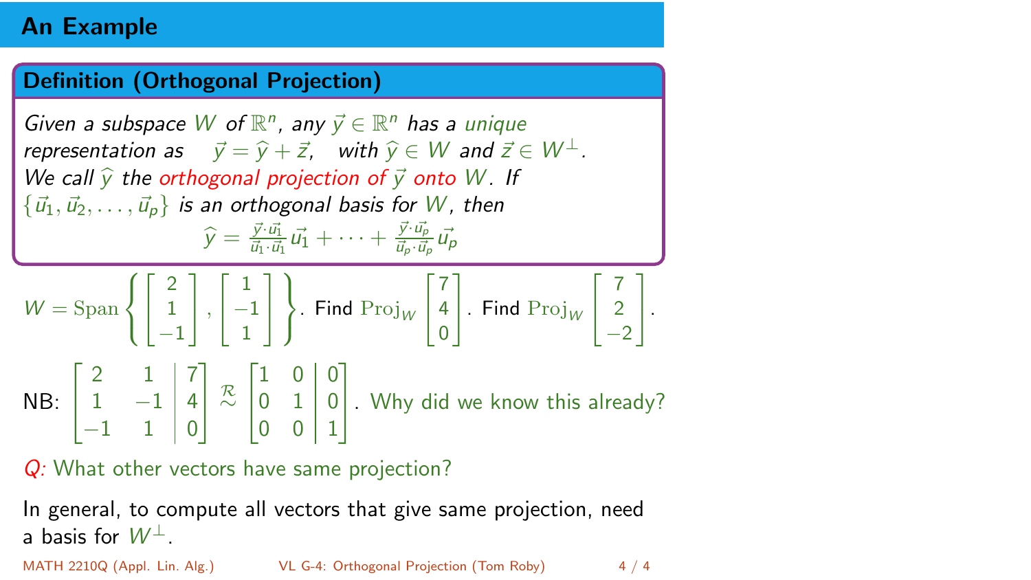## An Example

**Definition (Orthogonal Projection)**

*Given a subspace $W$ of $\mathbb{R}^n$, any $\vec{y} \in \mathbb{R}^n$ has a unique representation as $\vec{y} = \widehat{y} + \vec{z}$, with $\widehat{y} \in W$ and $\vec{z} \in W^\perp$. We call $\widehat{y}$ the orthogonal projection of $\vec{y}$ onto $W$. If $\{\vec{u}_1, \vec{u}_2, \dots, \vec{u}_p\}$ is an orthogonal basis for $W$, then*

$$\widehat{y} = \frac{\vec{y}\cdot\vec{u}_1}{\vec{u}_1\cdot\vec{u}_1}\vec{u}_1 + \cdots + \frac{\vec{y}\cdot\vec{u}_p}{\vec{u}_p\cdot\vec{u}_p}\vec{u}_p$$

$W = \mathrm{Span}\left\{ \begin{bmatrix} 2 \\ 1 \\ -1 \end{bmatrix}, \begin{bmatrix} 1 \\ -1 \\ 1 \end{bmatrix} \right\}$. Find $\mathrm{Proj}_W \begin{bmatrix} 7 \\ 4 \\ 0 \end{bmatrix}$. Find $\mathrm{Proj}_W \begin{bmatrix} 7 \\ 2 \\ -2 \end{bmatrix}$.

NB: $\left[\begin{array}{cc|c} 2 & 1 & 7 \\ 1 & -1 & 4 \\ -1 & 1 & 0 \end{array}\right] \overset{\mathcal{R}}{\sim} \left[\begin{array}{cc|c} 1 & 0 & 0 \\ 0 & 1 & 0 \\ 0 & 0 & 1 \end{array}\right]$. Why did we know this already?

*Q:* What other vectors have same projection?

In general, to compute all vectors that give same projection, need a basis for $W^\perp$.